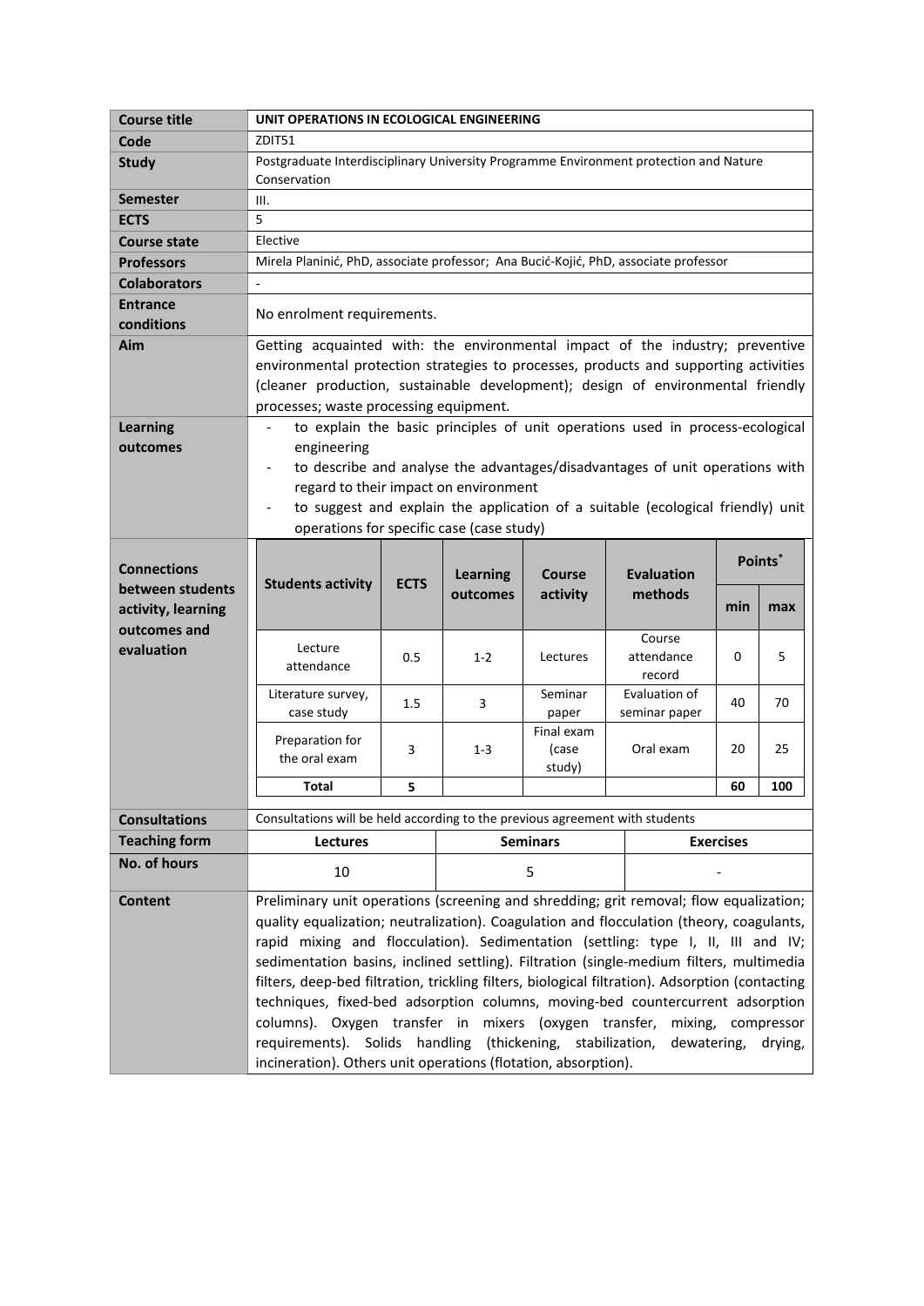| Course title | UNIT OPERATIONS IN ECOLOGICAL ENGINEERING |
|---|---|
| Code | ZDIT51 |
| Study | Postgraduate Interdisciplinary University Programme Environment protection and Nature Conservation |
| Semester | III. |
| ECTS | 5 |
| Course state | Elective |
| Professors | Mirela Planinić, PhD, associate professor; Ana Bucić-Kojić, PhD, associate professor |
| Colaborators | - |
| Entrance conditions | No enrolment requirements. |
| Aim | Getting acquainted with: the environmental impact of the industry; preventive environmental protection strategies to processes, products and supporting activities (cleaner production, sustainable development); design of environmental friendly processes; waste processing equipment. |
| Learning outcomes | - to explain the basic principles of unit operations used in process-ecological engineering<br>- to describe and analyse the advantages/disadvantages of unit operations with regard to their impact on environment<br>- to suggest and explain the application of a suitable (ecological friendly) unit operations for specific case (case study) |

**Connections between students activity, learning outcomes and evaluation**

| Students activity | ECTS | Learning outcomes | Course activity | Evaluation methods | Points* | |
|---|---|---|---|---|---|---|
| | | | | | min | max |
| Lecture attendance | 0.5 | 1-2 | Lectures | Course attendance record | 0 | 5 |
| Literature survey, case study | 1.5 | 3 | Seminar paper | Evaluation of seminar paper | 40 | 70 |
| Preparation for the oral exam | 3 | 1-3 | Final exam (case study) | Oral exam | 20 | 25 |
| **Total** | **5** | | | | **60** | **100** |

| Consultations | Consultations will be held according to the previous agreement with students | | |
|---|---|---|---|
| Teaching form | **Lectures** | **Seminars** | **Exercises** |
| No. of hours | 10 | 5 | - |

| Content | Preliminary unit operations (screening and shredding; grit removal; flow equalization; quality equalization; neutralization). Coagulation and flocculation (theory, coagulants, rapid mixing and flocculation). Sedimentation (settling: type I, II, III and IV; sedimentation basins, inclined settling). Filtration (single-medium filters, multimedia filters, deep-bed filtration, trickling filters, biological filtration). Adsorption (contacting techniques, fixed-bed adsorption columns, moving-bed countercurrent adsorption columns). Oxygen transfer in mixers (oxygen transfer, mixing, compressor requirements). Solids handling (thickening, stabilization, dewatering, drying, incineration). Others unit operations (flotation, absorption). |
|---|---|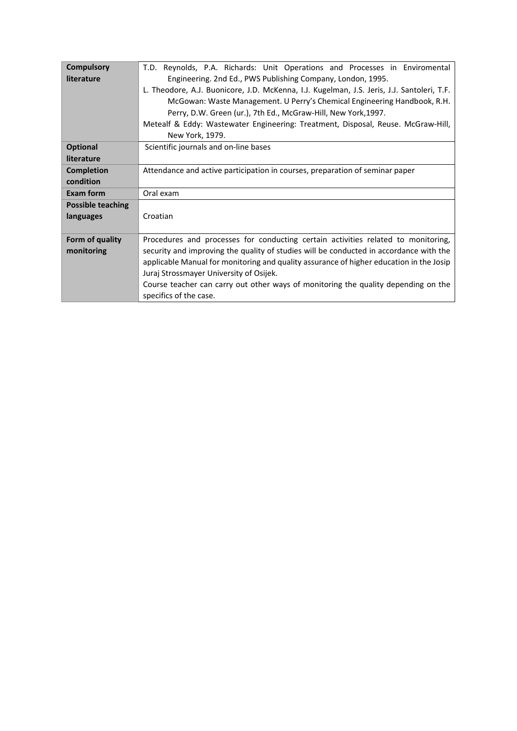| | |
|---|---|
| **Compulsory literature** | T.D. Reynolds, P.A. Richards: Unit Operations and Processes in Enviromental Engineering. 2nd Ed., PWS Publishing Company, London, 1995.<br>L. Theodore, A.J. Buonicore, J.D. McKenna, I.J. Kugelman, J.S. Jeris, J.J. Santoleri, T.F. McGowan: Waste Management. U Perry's Chemical Engineering Handbook, R.H. Perry, D.W. Green (ur.), 7th Ed., McGraw-Hill, New York,1997.<br>Metealf & Eddy: Wastewater Engineering: Treatment, Disposal, Reuse. McGraw-Hill, New York, 1979. |
| **Optional literature** | Scientific journals and on-line bases |
| **Completion condition** | Attendance and active participation in courses, preparation of seminar paper |
| **Exam form** | Oral exam |
| **Possible teaching languages** | Croatian |
| **Form of quality monitoring** | Procedures and processes for conducting certain activities related to monitoring, security and improving the quality of studies will be conducted in accordance with the applicable Manual for monitoring and quality assurance of higher education in the Josip Juraj Strossmayer University of Osijek.<br>Course teacher can carry out other ways of monitoring the quality depending on the specifics of the case. |